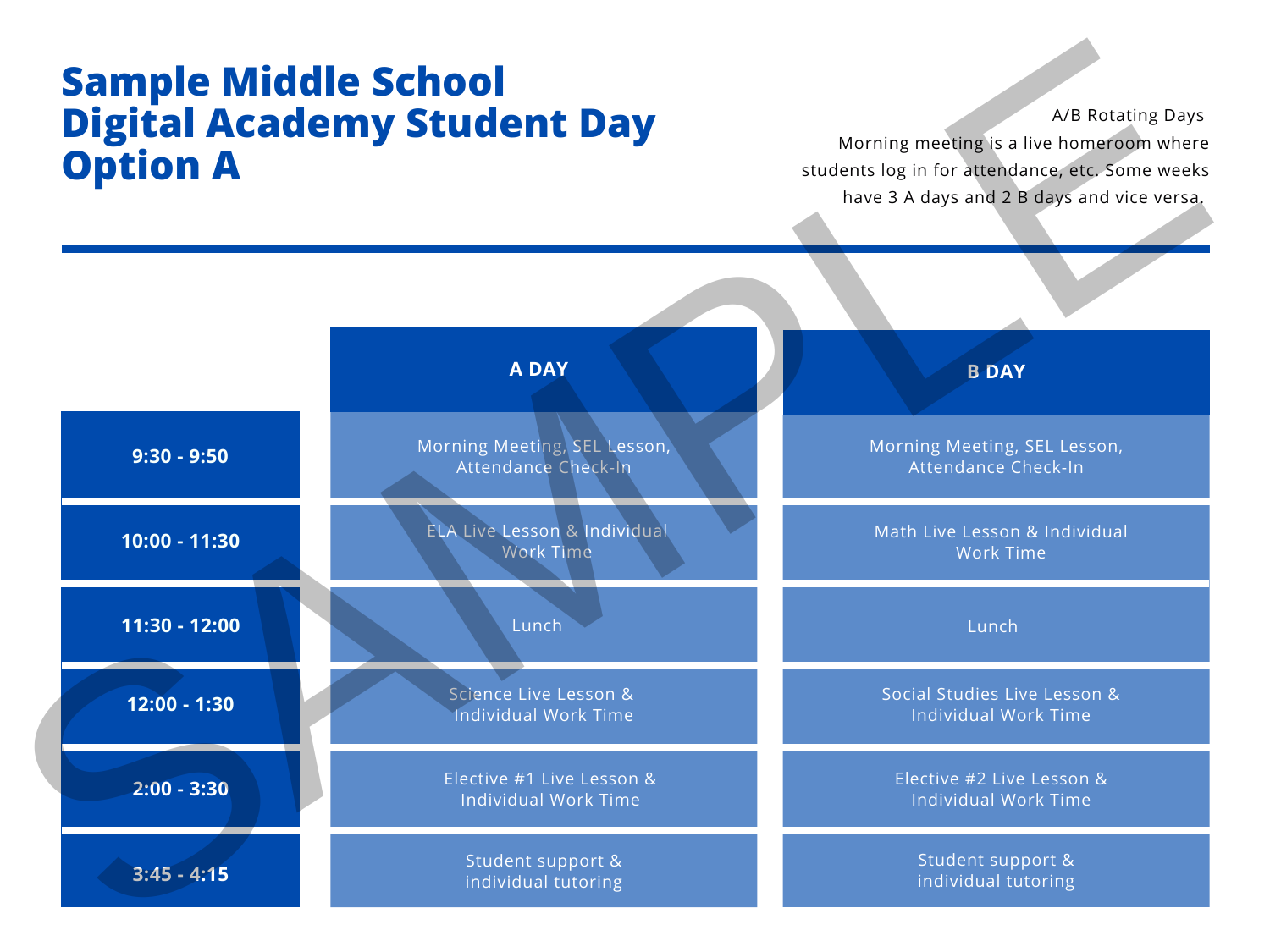# Sample Middle School Digital Academy Student Day Option A

A/B Rotating Days

Morning meeting is a live homeroom where students log in for attendance, etc. Some weeks have 3 A days and 2 B days and vice versa.

| | A DAY | B DAY |
|---|---|---|
| 9:30 - 9:50 | Morning Meeting, SEL Lesson, Attendance Check-In | Morning Meeting, SEL Lesson, Attendance Check-In |
| 10:00 - 11:30 | ELA Live Lesson & Individual Work Time | Math Live Lesson & Individual Work Time |
| 11:30 - 12:00 | Lunch | Lunch |
| 12:00 - 1:30 | Science Live Lesson & Individual Work Time | Social Studies Live Lesson & Individual Work Time |
| 2:00 - 3:30 | Elective #1 Live Lesson & Individual Work Time | Elective #2 Live Lesson & Individual Work Time |
| 3:45 - 4:15 | Student support & individual tutoring | Student support & individual tutoring |

SAMPLE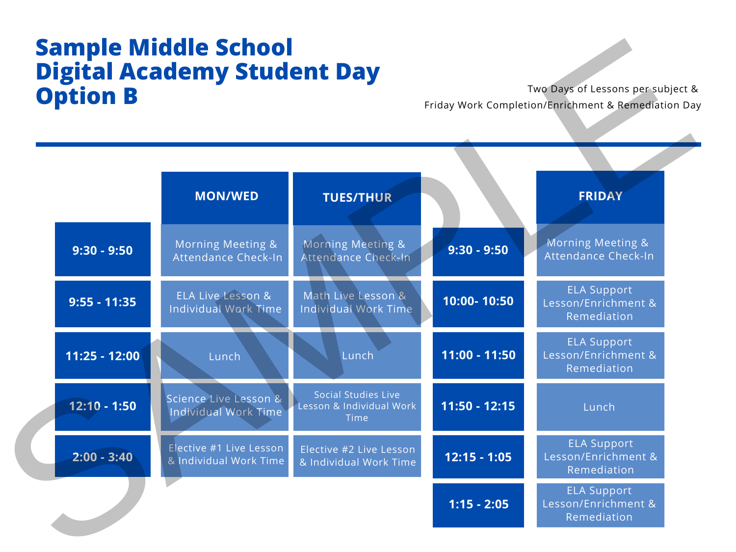# Sample Middle School Digital Academy Student Day Option B

Two Days of Lessons per subject &
Friday Work Completion/Enrichment & Remediation Day

| | MON/WED | TUES/THUR |
|---|---|---|
| 9:30 - 9:50 | Morning Meeting & Attendance Check-In | Morning Meeting & Attendance Check-In |
| 9:55 - 11:35 | ELA Live Lesson & Individual Work Time | Math Live Lesson & Individual Work Time |
| 11:25 - 12:00 | Lunch | Lunch |
| 12:10 - 1:50 | Science Live Lesson & Individual Work Time | Social Studies Live Lesson & Individual Work Time |
| 2:00 - 3:40 | Elective #1 Live Lesson & Individual Work Time | Elective #2 Live Lesson & Individual Work Time |

| | FRIDAY |
|---|---|
| 9:30 - 9:50 | Morning Meeting & Attendance Check-In |
| 10:00- 10:50 | ELA Support Lesson/Enrichment & Remediation |
| 11:00 - 11:50 | ELA Support Lesson/Enrichment & Remediation |
| 11:50 - 12:15 | Lunch |
| 12:15 - 1:05 | ELA Support Lesson/Enrichment & Remediation |
| 1:15 - 2:05 | ELA Support Lesson/Enrichment & Remediation |

SAMPLE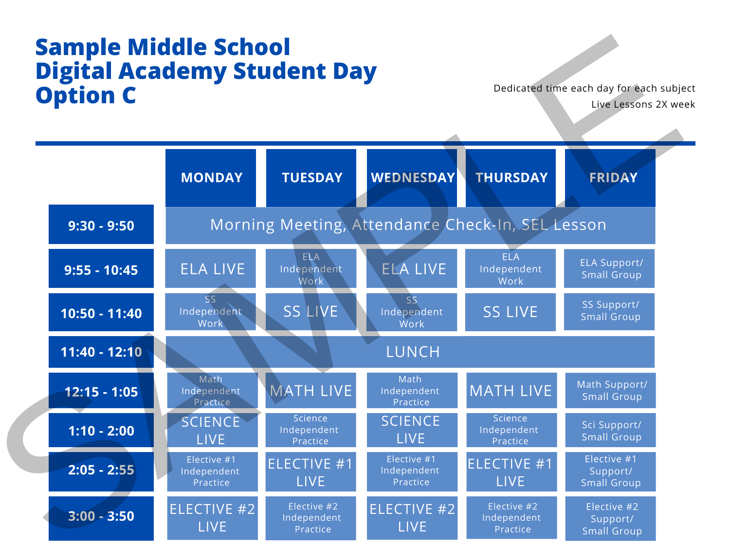# Sample Middle School Digital Academy Student Day Option C

Dedicated time each day for each subject

Live Lessons 2X week

| | MONDAY | TUESDAY | WEDNESDAY | THURSDAY | FRIDAY |
|---|---|---|---|---|---|
| 9:30 - 9:50 | Morning Meeting, Attendance Check-In, SEL Lesson | | | | |
| 9:55 - 10:45 | ELA LIVE | ELA Independent Work | ELA LIVE | ELA Independent Work | ELA Support/ Small Group |
| 10:50 - 11:40 | SS Independent Work | SS LIVE | SS Independent Work | SS LIVE | SS Support/ Small Group |
| 11:40 - 12:10 | LUNCH | | | | |
| 12:15 - 1:05 | Math Independent Practice | MATH LIVE | Math Independent Practice | MATH LIVE | Math Support/ Small Group |
| 1:10 - 2:00 | SCIENCE LIVE | Science Independent Practice | SCIENCE LIVE | Science Independent Practice | Sci Support/ Small Group |
| 2:05 - 2:55 | Elective #1 Independent Practice | ELECTIVE #1 LIVE | Elective #1 Independent Practice | ELECTIVE #1 LIVE | Elective #1 Support/ Small Group |
| 3:00 - 3:50 | ELECTIVE #2 LIVE | Elective #2 Independent Practice | ELECTIVE #2 LIVE | Elective #2 Independent Practice | Elective #2 Support/ Small Group |

SAMPLE